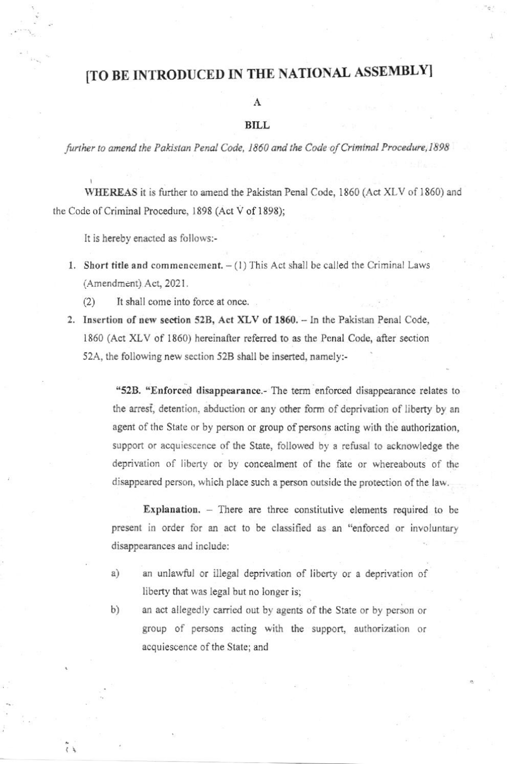# [TO BE INTRODUCED IN THE NATIONAL ASSEMBLY]

A

**BILL**

*further to amend the Pakistan Penal Code, 1860 and the Code of Criminal Procedure, 1898*

**WHEREAS** it is further to amend the Pakistan Penal Code, 1860 (Act XLV of 1860) and the Code of Criminal Procedure, 1898 (Act V of 1898);

It is hereby enacted as follows:-

1. **Short title and commencement.** – (1) This Act shall be called the Criminal Laws (Amendment) Act, 2021.

   (2) It shall come into force at once.

2. **Insertion of new section 52B, Act XLV of 1860.** – In the Pakistan Penal Code, 1860 (Act XLV of 1860) hereinafter referred to as the Penal Code, after section 52A, the following new section 52B shall be inserted, namely:-

   > "**52B. "Enforced disappearance.**- The term enforced disappearance relates to the arrest, detention, abduction or any other form of deprivation of liberty by an agent of the State or by person or group of persons acting with the authorization, support or acquiescence of the State, followed by a refusal to acknowledge the deprivation of liberty or by concealment of the fate or whereabouts of the disappeared person, which place such a person outside the protection of the law.
   >
   > **Explanation.** – There are three constitutive elements required to be present in order for an act to be classified as an "enforced or involuntary disappearances and include:
   >
   > a) an unlawful or illegal deprivation of liberty or a deprivation of liberty that was legal but no longer is;
   >
   > b) an act allegedly carried out by agents of the State or by person or group of persons acting with the support, authorization or acquiescence of the State; and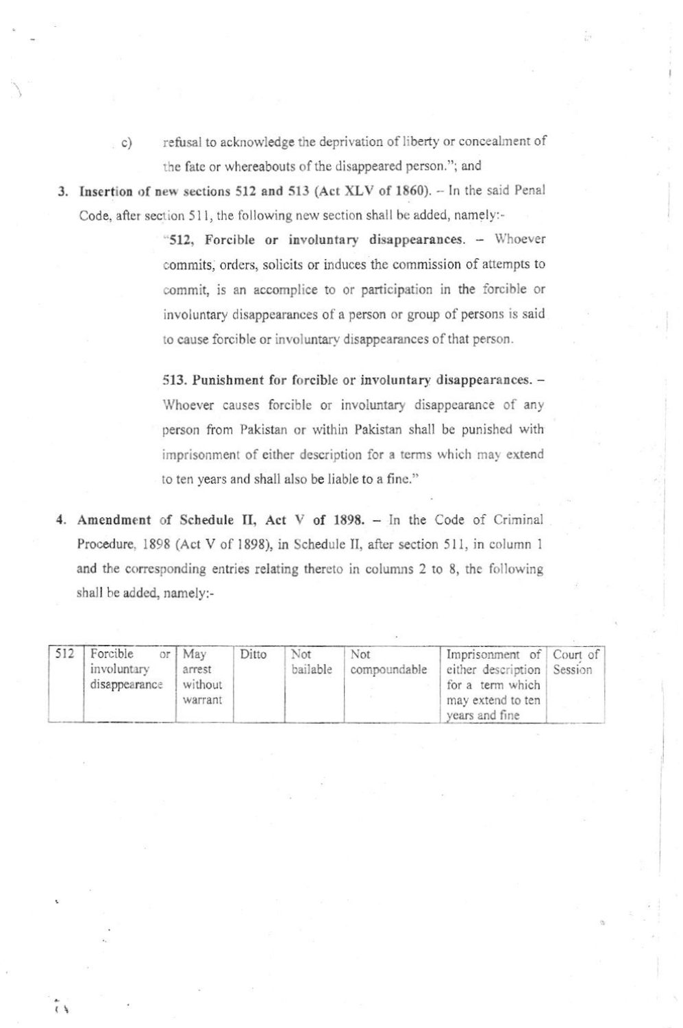c) refusal to acknowledge the deprivation of liberty or concealment of the fate or whereabouts of the disappeared person."; and

3. **Insertion of new sections 512 and 513 (Act XLV of 1860).** – In the said Penal Code, after section 511, the following new section shall be added, namely:-

> "**512, Forcible or involuntary disappearances.** – Whoever commits, orders, solicits or induces the commission of attempts to commit, is an accomplice to or participation in the forcible or involuntary disappearances of a person or group of persons is said to cause forcible or involuntary disappearances of that person.
>
> **513. Punishment for forcible or involuntary disappearances.** – Whoever causes forcible or involuntary disappearance of any person from Pakistan or within Pakistan shall be punished with imprisonment of either description for a terms which may extend to ten years and shall also be liable to a fine."

4. **Amendment of Schedule II, Act V of 1898.** – In the Code of Criminal Procedure, 1898 (Act V of 1898), in Schedule II, after section 511, in column 1 and the corresponding entries relating thereto in columns 2 to 8, the following shall be added, namely:-

| | | | | | | | |
|---|---|---|---|---|---|---|---|
| 512 | Forcible or involuntary disappearance | May arrest without warrant | Ditto | Not bailable | Not compoundable | Imprisonment of either description for a term which may extend to ten years and fine | Court of Session |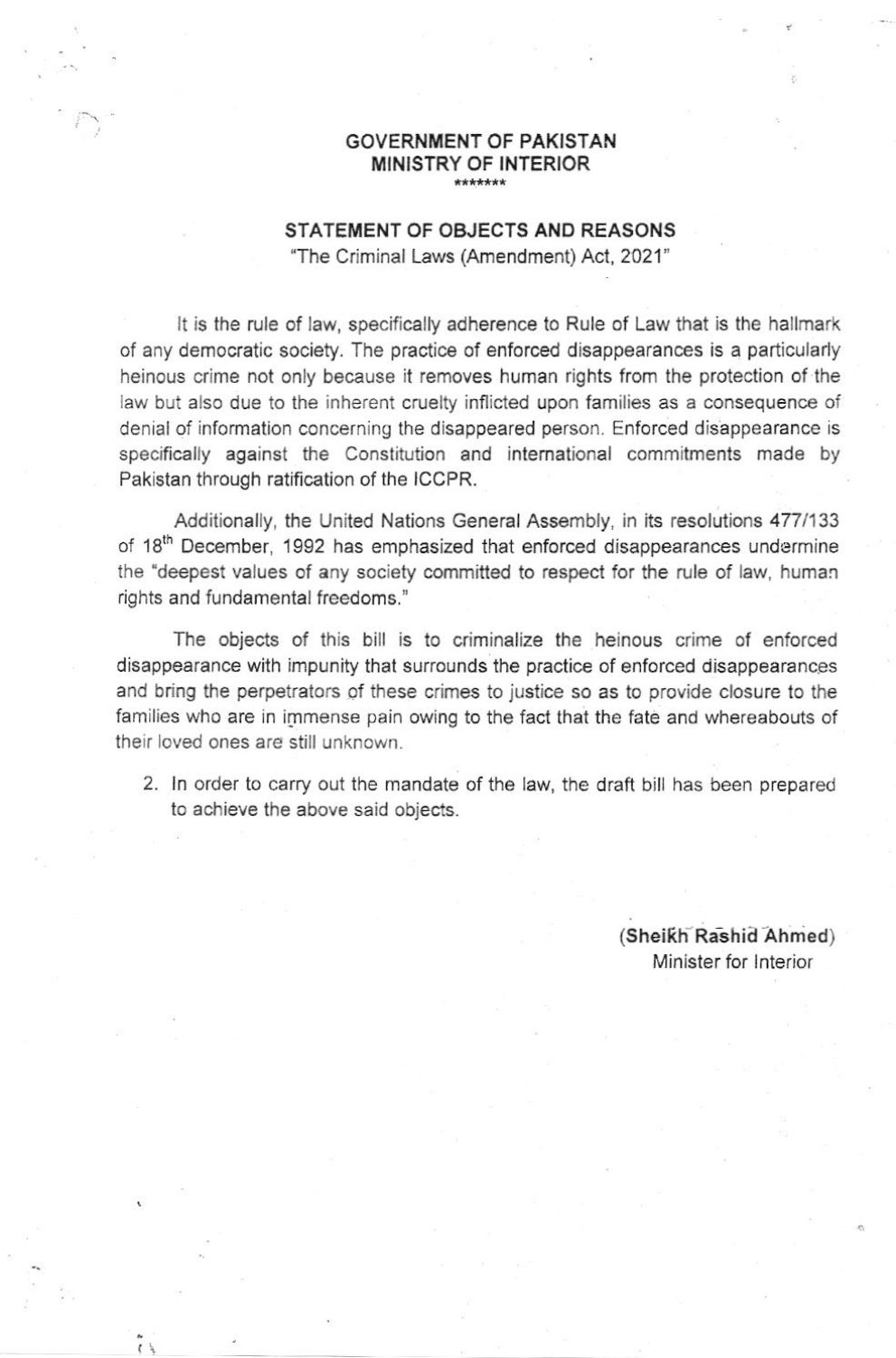**GOVERNMENT OF PAKISTAN**
**MINISTRY OF INTERIOR**

\*\*\*\*\*\*\*

**STATEMENT OF OBJECTS AND REASONS**

"The Criminal Laws (Amendment) Act, 2021"

It is the rule of law, specifically adherence to Rule of Law that is the hallmark of any democratic society. The practice of enforced disappearances is a particularly heinous crime not only because it removes human rights from the protection of the law but also due to the inherent cruelty inflicted upon families as a consequence of denial of information concerning the disappeared person. Enforced disappearance is specifically against the Constitution and international commitments made by Pakistan through ratification of the ICCPR.

Additionally, the United Nations General Assembly, in its resolutions 477/133 of 18th December, 1992 has emphasized that enforced disappearances undermine the "deepest values of any society committed to respect for the rule of law, human rights and fundamental freedoms."

The objects of this bill is to criminalize the heinous crime of enforced disappearance with impunity that surrounds the practice of enforced disappearances and bring the perpetrators of these crimes to justice so as to provide closure to the families who are in immense pain owing to the fact that the fate and whereabouts of their loved ones are still unknown.

2. In order to carry out the mandate of the law, the draft bill has been prepared to achieve the above said objects.

**(Sheikh Rashid Ahmed)**
Minister for Interior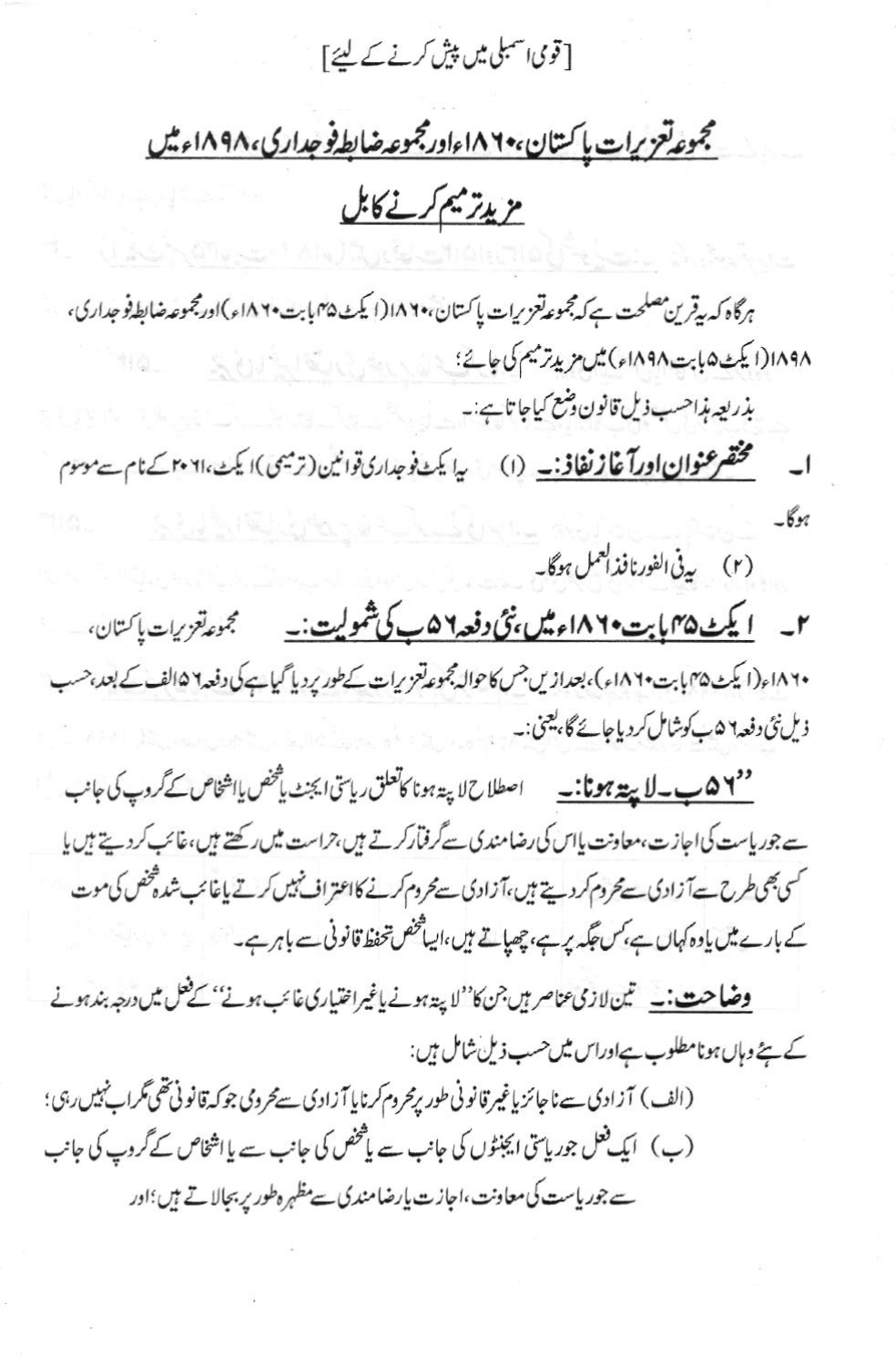[قومی اسمبلی میں پیش کرنے کے لیئے]

# مجموعہ تعزیرات پاکستان، ۱۸۶۰ء اور مجموعہ ضابطہ فوجداری، ۱۸۹۸ء میں مزید ترمیم کرنے کا بل

ہرگاہ کہ یہ قرین مصلحت ہے کہ مجموعہ تعزیرات پاکستان، ۱۸۶۰ء (ایکٹ ۴۵ بابت ۱۸۶۰ء) اور مجموعہ ضابطہ فوجداری، ۱۸۹۸ء (ایکٹ ۵ بابت ۱۸۹۸ء) میں مزید ترمیم کی جائے؛

بذریعہ ہذا حسب ذیل قانون وضع کیا جاتا ہے:۔

۱۔ **مختصر عنوان اور آغاز نفاذ:۔** (۱) یہ ایکٹ فوجداری قوانین (ترمیمی) ایکٹ، ۲۰۲۱ء کے نام سے موسوم ہوگا۔

(۲) یہ فی الفور نافذ العمل ہوگا۔

۲۔ **ایکٹ ۴۵ بابت ۱۸۶۰ء میں، نئی دفعہ ۵۲ ب کی شمولیت:۔** مجموعہ تعزیرات پاکستان، ۱۸۶۰ء (ایکٹ ۴۵ بابت ۱۸۶۰ء)، بعدازیں جس کا حوالہ مجموعہ تعزیرات کے طور پر دیا گیا ہے کی دفعہ ۵۲ الف کے بعد، حسب ذیل نئی دفعہ ۵۲ ب کو شامل کر دیا جائے گا، یعنی:۔

"۵۲ ب۔ **لاپتہ ہونا:۔** اصطلاح لاپتہ ہونا کا تعلق ریاستی ایجنٹ یا شخص یا اشخاص کے گروپ کی جانب سے جو ریاست کی اجازت، معاونت یا اس کی رضامندی سے گرفتار کرتے ہیں، حراست میں رکھتے ہیں، غائب کر دیتے ہیں یا کسی بھی طرح سے آزادی سے محروم کر دیتے ہیں، آزادی سے محروم کرنے کا اعتراف نہیں کرتے یا غائب شدہ شخص کی موت کے بارے میں یا وہ کہاں ہے، کس جگہ پر ہے، چھپاتے ہیں، ایسا شخص تحفظ قانونی سے باہر ہے۔

**وضاحت:۔** تین لازمی عناصر ہیں جن کا "لاپتہ ہونے یا غیر اختیاری غائب ہونے" کے فعل میں درجہ بند ہونے کے لیے وہاں ہونا مطلوب ہے اور اس میں حسب ذیل شامل ہیں:

(الف) آزادی سے ناجائز یا غیر قانونی طور پر محروم کرنا یا آزادی سے محرومی جو کہ قانونی تھی مگر اب نہیں رہی؛

(ب) ایک فعل جو ریاستی ایجنٹوں کی جانب سے یا شخص کی جانب سے یا اشخاص کے گروپ کی جانب سے جو ریاست کی معاونت، اجازت یا رضامندی سے مظہرہ طور پر بجالاتے ہیں؛ اور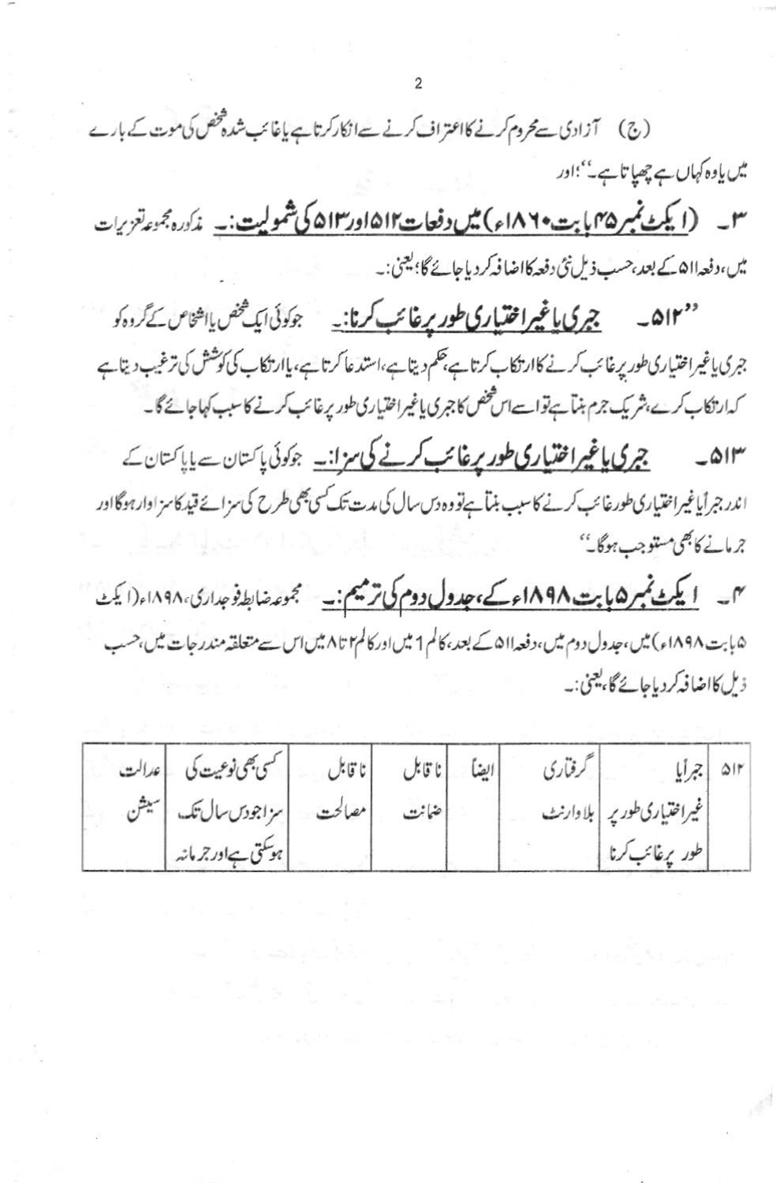(ج) آزادی سے محروم کرنے کا اعتراف کرنے سے انکار کرتا ہے یا غائب شدہ شخص کی موت کے بارے میں یا وہ کہاں ہے چھپاتا ہے۔"؛ اور

۳۔ **(ایکٹ نمبر ۴۵ بابت ۱۸۶۰ء) میں دفعات ۵۱۲ اور ۵۱۳ کی شمولیت:۔** مذکورہ مجموعہ تعزیرات میں، دفعہ ۵۱۱ کے بعد، حسب ذیل نئی دفعہ کا اضافہ کر دیا جائے گا؛ یعنی:۔

"۵۱۲۔ **جبری یا غیر اختیاری طور پر غائب کرنا:۔** جو کوئی ایک شخص یا اشخاص کے گروہ کو جبری یا غیر اختیاری طور پر غائب کرنے کا ارتکاب کرتا ہے، حکم دیتا ہے، استدعا کرتا ہے، یا ارتکاب کی کوشش کی ترغیب دیتا ہے کہ ارتکاب کرے، شریک جرم بنتا ہے تو اسے اس شخص کا جبری یا غیر اختیاری طور پر غائب کرنے کا سبب کہا جائے گا۔

۵۱۳۔ **جبری یا غیر اختیاری طور پر غائب کرنے کی سزا:۔** جو کوئی پاکستان سے یا پاکستان کے اندر جبراً یا غیر اختیاری طور غائب کرنے کا سبب بنتا ہے تو وہ دس سال کی مدت تک کسی بھی طرح کی سزائے قید کا سزاوار ہوگا اور جرمانے کا بھی مستوجب ہوگا۔"

۴۔ **ایکٹ نمبر ۵ بابت ۱۸۹۸ء کے، جدول دوم کی ترمیم:۔** مجموعہ ضابطہ فوجداری، ۱۸۹۸ء (ایکٹ ۵ بابت ۱۸۹۸ء) میں، جدول دوم میں، دفعہ ۵۱۱ کے بعد، کالم ۱ میں اور کالم ۲ تا ۸ میں اس سے متعلقہ مندرجات میں، حسب ذیل کا اضافہ کر دیا جائے گا، یعنی:۔

| ۵۱۲ | جبراً یا غیر اختیاری طور پر طور پر غائب کرنا | گرفتاری بلا وارنٹ | ایضاً | نا قابل ضمانت | نا قابل مصالحت | کسی بھی نوعیت کی سزا جو دس سال تک ہوسکتی ہے اور جرمانہ | عدالت سیشن |
|---|---|---|---|---|---|---|---|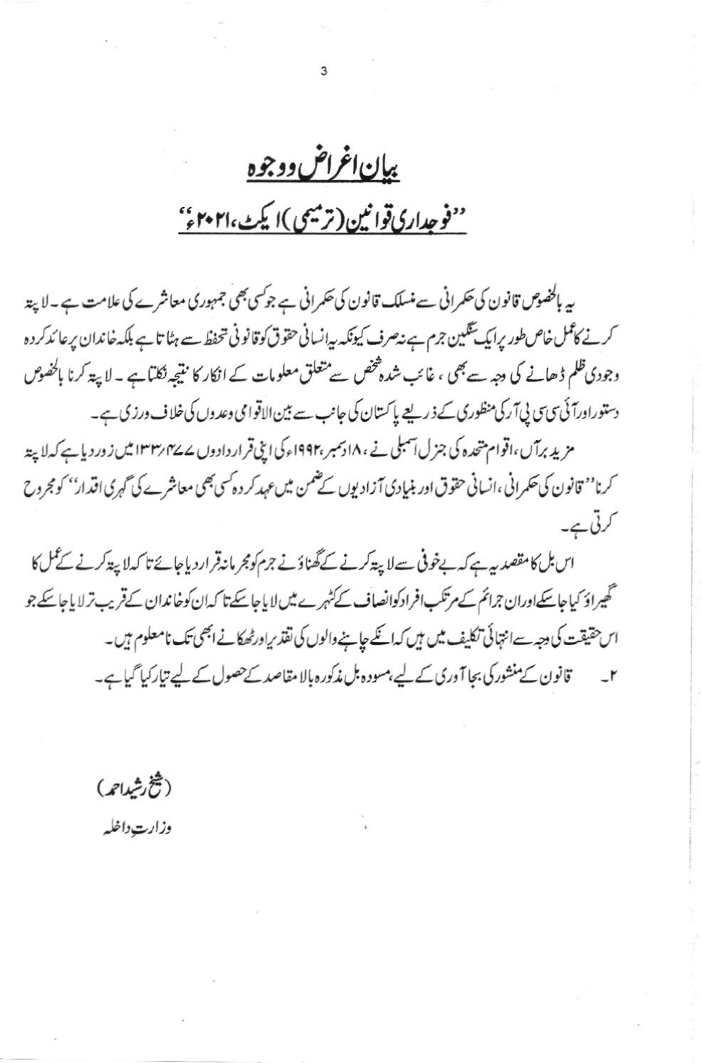# بیان اغراض ووجوہ

## "فوجداری قوانین (ترمیمی) ایکٹ، ۲۰۲۱ء"

یہ بالخصوص قانون کی حکمرانی سے منسلک قانون کی حکمرانی ہے جو کسی بھی جمہوری معاشرے کی علامت ہے۔ لاپتہ کرنے کا عمل خاص طور پر ایک سنگین جرم ہے نہ صرف کیونکہ یہ انسانی حقوق کو قانونی تحفظ سے ہٹاتا ہے بلکہ خاندان پر عائد کردہ وجودی ظلم ڈھانے کی وجہ سے بھی، غائب شدہ شخص سے متعلق معلومات کے انکار کا نتیجہ نکلتا ہے۔ لاپتہ کرنا بالخصوص دستور اور آئی سی سی پی آر کی منظوری کے ذریعے پاکستان کی جانب سے بین الاقوامی وعدوں کی خلاف ورزی ہے۔

مزید برآں، اقوام متحدہ کی جنرل اسمبلی نے، ۱۸ دسمبر، ۱۹۹۲ء کی اپنی قرارداد ۱۳۳/۴۷ میں زور دیا ہے کہ لاپتہ کرنا "قانون کی حکمرانی، انسانی حقوق اور بنیادی آزادیوں کے ضمن میں عہد کردہ کسی بھی معاشرے کی گہری اقدار" کو مجروح کرتی ہے۔

اس بل کا مقصد یہ ہے کہ بے خوفی سے لاپتہ کرنے کے گھناؤنے جرم کو مجرمانہ قرار دیا جائے تا کہ لاپتہ کرنے کے عمل کا گھیراؤ کیا جا سکے اور ان جرائم کے مرتکب افراد کو انصاف کے کٹہرے میں لایا جا سکے تا کہ ان کو خاندان کے قریب تر لایا جا سکے جو اس حقیقت کی وجہ سے انتہائی تکلیف میں ہیں کہ انکے چاہنے والوں کی تقدیر اور ٹھکانے ابھی تک نامعلوم ہیں۔

۲۔ قانون کے منشور کی بجا آوری کے لیے، مسودہ بل مذکورہ بالا مقاصد کے حصول کے لیے تیار کیا گیا ہے۔

(شیخ رشید احمد)

وزارتِ داخلہ